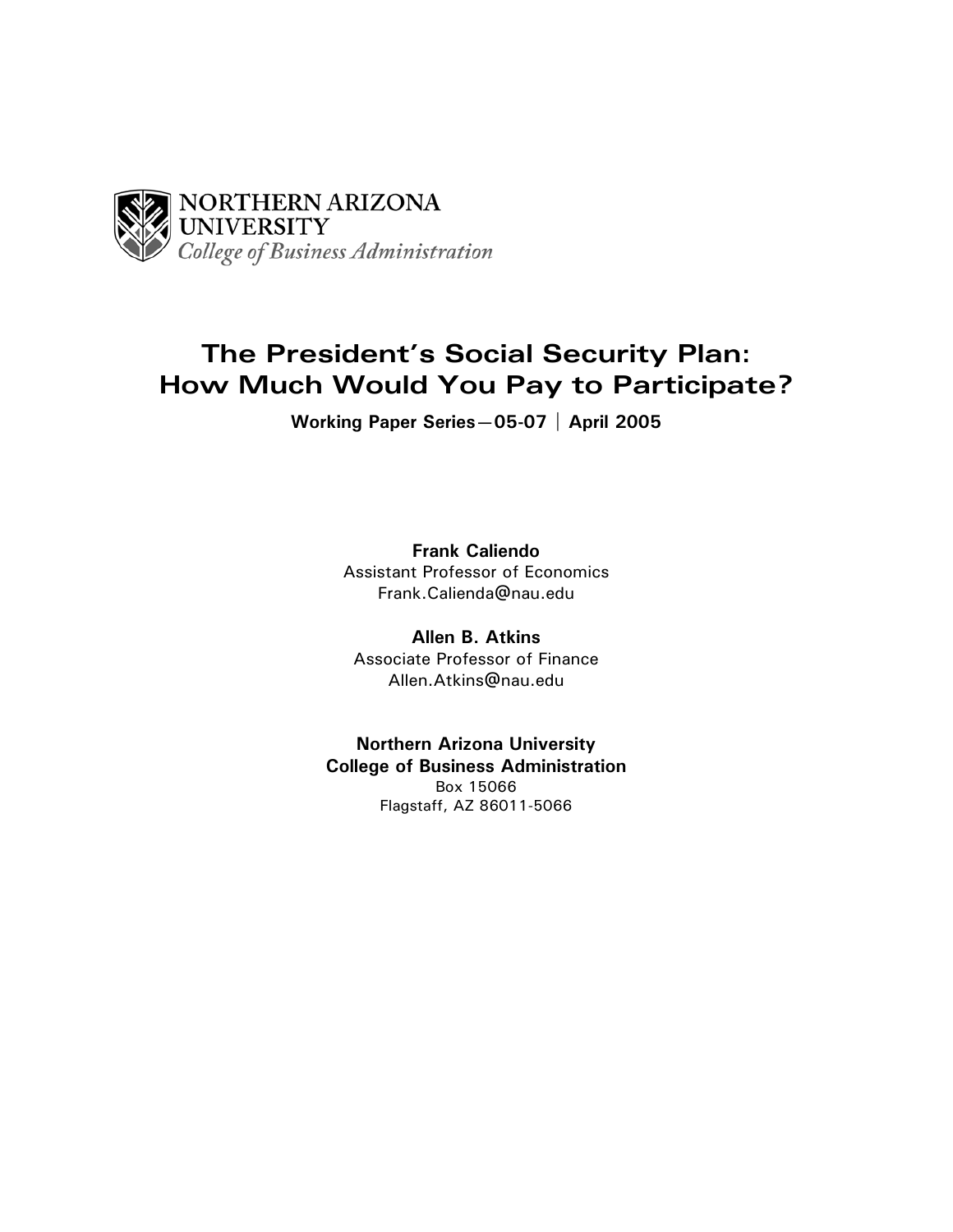NORTHERN ARIZONA UNIVERSITY
*College of Business Administration*

# The President's Social Security Plan: How Much Would You Pay to Participate?

**Working Paper Series—05-07 | April 2005**

**Frank Caliendo**
Assistant Professor of Economics
Frank.Calienda@nau.edu

**Allen B. Atkins**
Associate Professor of Finance
Allen.Atkins@nau.edu

**Northern Arizona University**
**College of Business Administration**
Box 15066
Flagstaff, AZ 86011-5066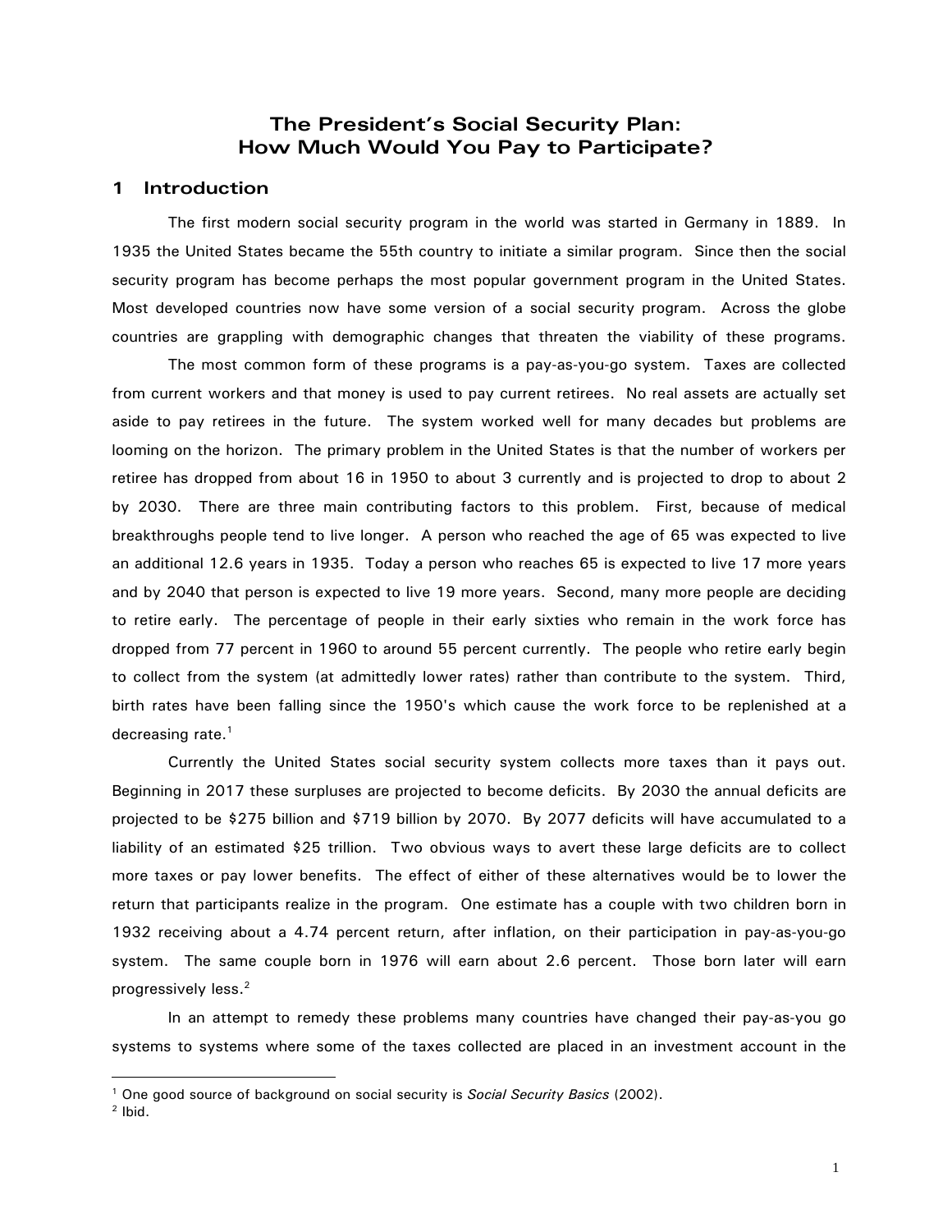# The President's Social Security Plan: How Much Would You Pay to Participate?

## 1 Introduction

The first modern social security program in the world was started in Germany in 1889. In 1935 the United States became the 55th country to initiate a similar program. Since then the social security program has become perhaps the most popular government program in the United States. Most developed countries now have some version of a social security program. Across the globe countries are grappling with demographic changes that threaten the viability of these programs.

The most common form of these programs is a pay-as-you-go system. Taxes are collected from current workers and that money is used to pay current retirees. No real assets are actually set aside to pay retirees in the future. The system worked well for many decades but problems are looming on the horizon. The primary problem in the United States is that the number of workers per retiree has dropped from about 16 in 1950 to about 3 currently and is projected to drop to about 2 by 2030. There are three main contributing factors to this problem. First, because of medical breakthroughs people tend to live longer. A person who reached the age of 65 was expected to live an additional 12.6 years in 1935. Today a person who reaches 65 is expected to live 17 more years and by 2040 that person is expected to live 19 more years. Second, many more people are deciding to retire early. The percentage of people in their early sixties who remain in the work force has dropped from 77 percent in 1960 to around 55 percent currently. The people who retire early begin to collect from the system (at admittedly lower rates) rather than contribute to the system. Third, birth rates have been falling since the 1950's which cause the work force to be replenished at a decreasing rate.[1]

Currently the United States social security system collects more taxes than it pays out. Beginning in 2017 these surpluses are projected to become deficits. By 2030 the annual deficits are projected to be $275 billion and $719 billion by 2070. By 2077 deficits will have accumulated to a liability of an estimated $25 trillion. Two obvious ways to avert these large deficits are to collect more taxes or pay lower benefits. The effect of either of these alternatives would be to lower the return that participants realize in the program. One estimate has a couple with two children born in 1932 receiving about a 4.74 percent return, after inflation, on their participation in pay-as-you-go system. The same couple born in 1976 will earn about 2.6 percent. Those born later will earn progressively less.[2]

In an attempt to remedy these problems many countries have changed their pay-as-you go systems to systems where some of the taxes collected are placed in an investment account in the

---

[1] One good source of background on social security is *Social Security Basics* (2002).

[2] Ibid.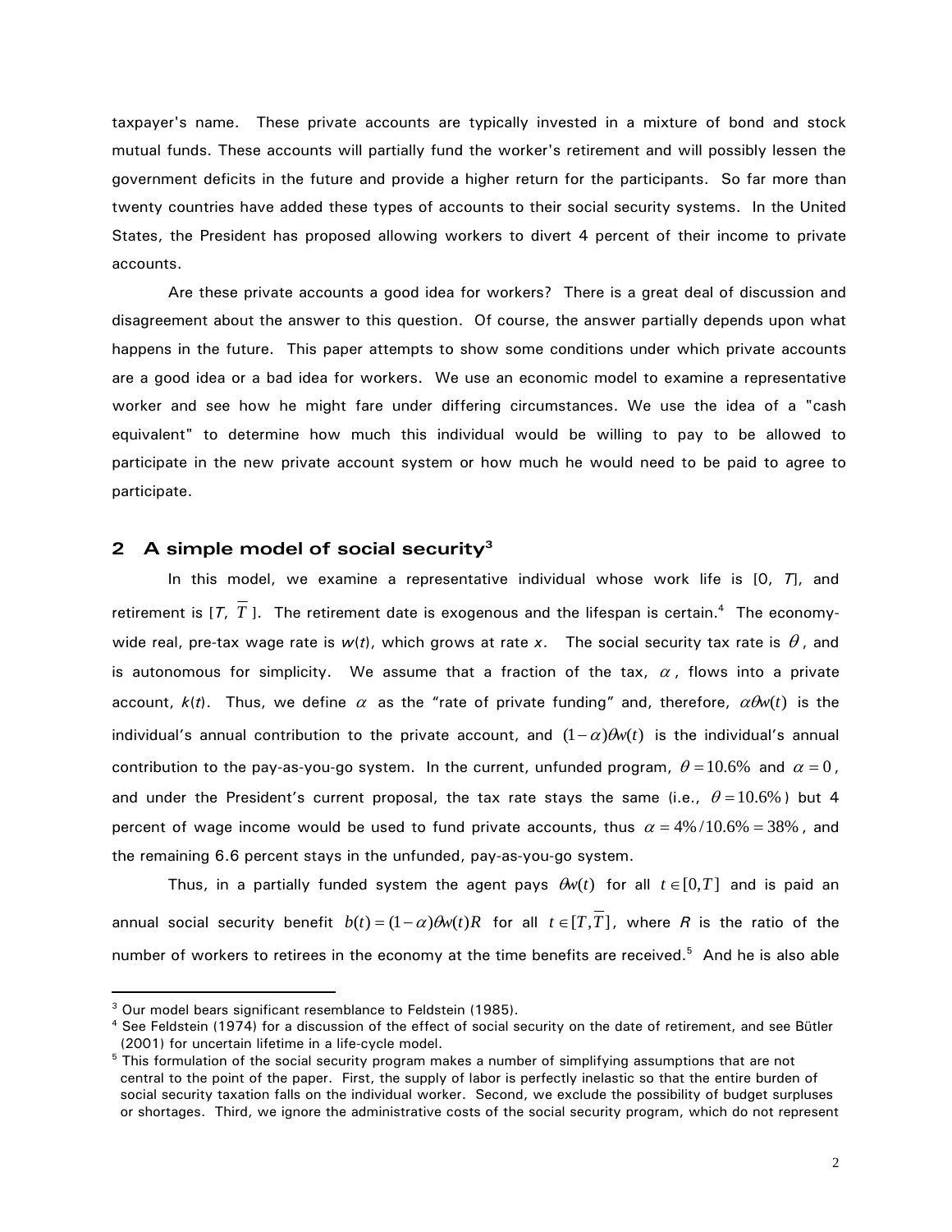taxpayer's name. These private accounts are typically invested in a mixture of bond and stock mutual funds. These accounts will partially fund the worker's retirement and will possibly lessen the government deficits in the future and provide a higher return for the participants. So far more than twenty countries have added these types of accounts to their social security systems. In the United States, the President has proposed allowing workers to divert 4 percent of their income to private accounts.

Are these private accounts a good idea for workers? There is a great deal of discussion and disagreement about the answer to this question. Of course, the answer partially depends upon what happens in the future. This paper attempts to show some conditions under which private accounts are a good idea or a bad idea for workers. We use an economic model to examine a representative worker and see how he might fare under differing circumstances. We use the idea of a "cash equivalent" to determine how much this individual would be willing to pay to be allowed to participate in the new private account system or how much he would need to be paid to agree to participate.

## 2 A simple model of social security[3]

In this model, we examine a representative individual whose work life is [0, $T$], and retirement is [$T$, $\overline{T}$]. The retirement date is exogenous and the lifespan is certain.[4] The economy-wide real, pre-tax wage rate is $w(t)$, which grows at rate $x$. The social security tax rate is $\theta$, and is autonomous for simplicity. We assume that a fraction of the tax, $\alpha$, flows into a private account, $k(t)$. Thus, we define $\alpha$ as the "rate of private funding" and, therefore, $\alpha\theta w(t)$ is the individual's annual contribution to the private account, and $(1-\alpha)\theta w(t)$ is the individual's annual contribution to the pay-as-you-go system. In the current, unfunded program, $\theta = 10.6\%$ and $\alpha = 0$, and under the President's current proposal, the tax rate stays the same (i.e., $\theta = 10.6\%$) but 4 percent of wage income would be used to fund private accounts, thus $\alpha = 4\%/10.6\% = 38\%$, and the remaining 6.6 percent stays in the unfunded, pay-as-you-go system.

Thus, in a partially funded system the agent pays $\theta w(t)$ for all $t \in [0,T]$ and is paid an annual social security benefit $b(t) = (1-\alpha)\theta w(t)R$ for all $t \in [T,\overline{T}]$, where $R$ is the ratio of the number of workers to retirees in the economy at the time benefits are received.[5] And he is also able

[3] Our model bears significant resemblance to Feldstein (1985).

[4] See Feldstein (1974) for a discussion of the effect of social security on the date of retirement, and see Bütler (2001) for uncertain lifetime in a life-cycle model.

[5] This formulation of the social security program makes a number of simplifying assumptions that are not central to the point of the paper. First, the supply of labor is perfectly inelastic so that the entire burden of social security taxation falls on the individual worker. Second, we exclude the possibility of budget surpluses or shortages. Third, we ignore the administrative costs of the social security program, which do not represent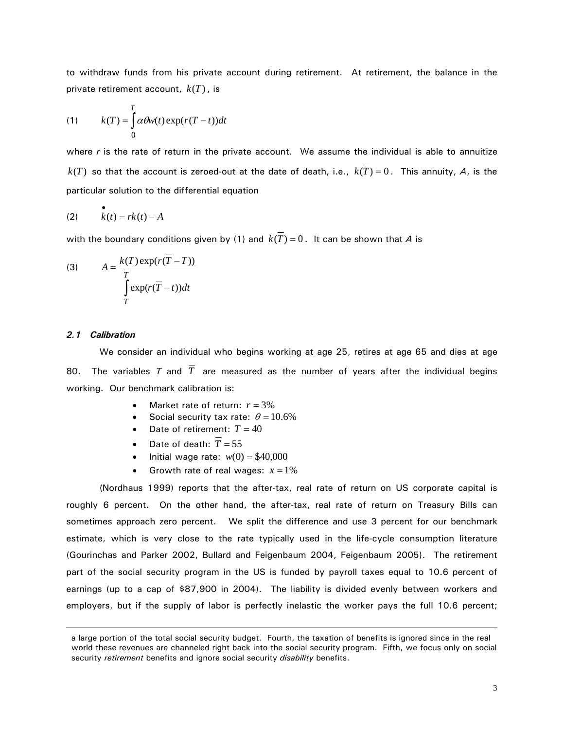to withdraw funds from his private account during retirement. At retirement, the balance in the private retirement account, $k(T)$, is

$$k(T) = \int_0^T \alpha\theta w(t)\exp(r(T-t))dt \tag{1}$$

where *r* is the rate of return in the private account. We assume the individual is able to annuitize $k(T)$ so that the account is zeroed-out at the date of death, i.e., $k(\overline{T}) = 0$. This annuity, *A*, is the particular solution to the differential equation

$$\dot{k}(t) = rk(t) - A \tag{2}$$

with the boundary conditions given by (1) and $k(\overline{T}) = 0$. It can be shown that *A* is

$$A = \frac{k(T)\exp(r(\overline{T}-T))}{\int_T^{\overline{T}} \exp(r(\overline{T}-t))dt} \tag{3}$$

### *2.1 Calibration*

We consider an individual who begins working at age 25, retires at age 65 and dies at age 80. The variables *T* and $\overline{T}$ are measured as the number of years after the individual begins working. Our benchmark calibration is:

- Market rate of return: $r = 3\%$
- Social security tax rate: $\theta = 10.6\%$
- Date of retirement: $T = 40$
- Date of death: $\overline{T} = 55$
- Initial wage rate: $w(0) = \$40{,}000$
- Growth rate of real wages: $x = 1\%$

(Nordhaus 1999) reports that the after-tax, real rate of return on US corporate capital is roughly 6 percent. On the other hand, the after-tax, real rate of return on Treasury Bills can sometimes approach zero percent. We split the difference and use 3 percent for our benchmark estimate, which is very close to the rate typically used in the life-cycle consumption literature (Gourinchas and Parker 2002, Bullard and Feigenbaum 2004, Feigenbaum 2005). The retirement part of the social security program in the US is funded by payroll taxes equal to 10.6 percent of earnings (up to a cap of \$87,900 in 2004). The liability is divided evenly between workers and employers, but if the supply of labor is perfectly inelastic the worker pays the full 10.6 percent;

---

a large portion of the total social security budget. Fourth, the taxation of benefits is ignored since in the real world these revenues are channeled right back into the social security program. Fifth, we focus only on social security *retirement* benefits and ignore social security *disability* benefits.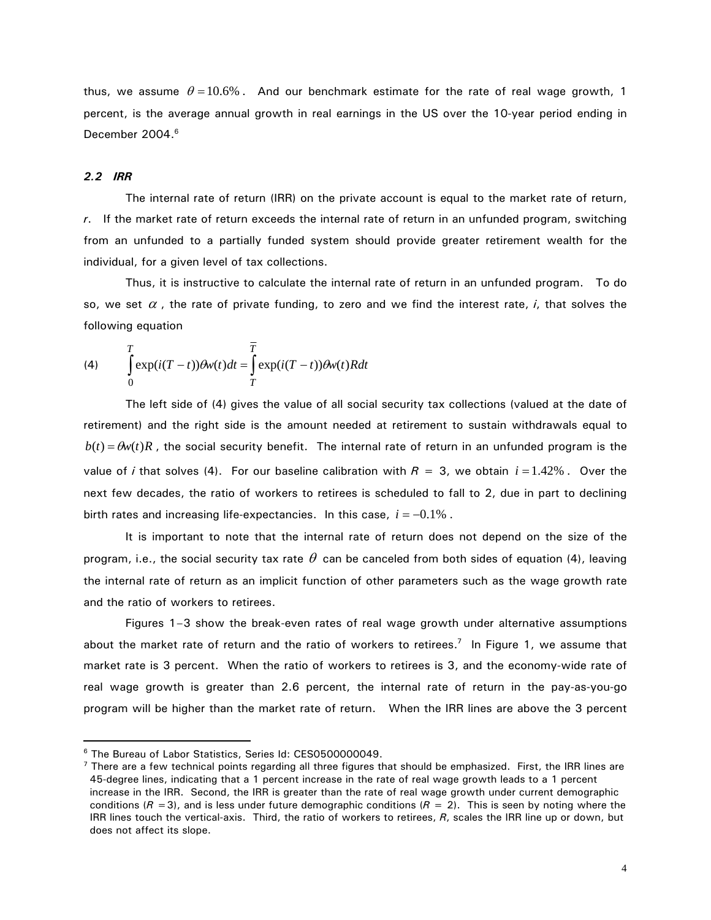thus, we assume $\theta = 10.6\%$. And our benchmark estimate for the rate of real wage growth, 1 percent, is the average annual growth in real earnings in the US over the 10-year period ending in December 2004.[6]

### *2.2 IRR*

The internal rate of return (IRR) on the private account is equal to the market rate of return, *r*. If the market rate of return exceeds the internal rate of return in an unfunded program, switching from an unfunded to a partially funded system should provide greater retirement wealth for the individual, for a given level of tax collections.

Thus, it is instructive to calculate the internal rate of return in an unfunded program. To do so, we set $\alpha$, the rate of private funding, to zero and we find the interest rate, *i*, that solves the following equation

$$\text{(4)} \qquad \int_{0}^{T} \exp(i(T-t))\theta w(t)dt = \int_{T}^{\overline{T}} \exp(i(T-t))\theta w(t)Rdt$$

The left side of (4) gives the value of all social security tax collections (valued at the date of retirement) and the right side is the amount needed at retirement to sustain withdrawals equal to $b(t) = \theta w(t)R$, the social security benefit. The internal rate of return in an unfunded program is the value of *i* that solves (4). For our baseline calibration with $R = 3$, we obtain $i = 1.42\%$. Over the next few decades, the ratio of workers to retirees is scheduled to fall to 2, due in part to declining birth rates and increasing life-expectancies. In this case, $i = -0.1\%$.

It is important to note that the internal rate of return does not depend on the size of the program, i.e., the social security tax rate $\theta$ can be canceled from both sides of equation (4), leaving the internal rate of return as an implicit function of other parameters such as the wage growth rate and the ratio of workers to retirees.

Figures 1–3 show the break-even rates of real wage growth under alternative assumptions about the market rate of return and the ratio of workers to retirees.[7] In Figure 1, we assume that market rate is 3 percent. When the ratio of workers to retirees is 3, and the economy-wide rate of real wage growth is greater than 2.6 percent, the internal rate of return in the pay-as-you-go program will be higher than the market rate of return. When the IRR lines are above the 3 percent

---

[6] The Bureau of Labor Statistics, Series Id: CES0500000049.

[7] There are a few technical points regarding all three figures that should be emphasized. First, the IRR lines are 45-degree lines, indicating that a 1 percent increase in the rate of real wage growth leads to a 1 percent increase in the IRR. Second, the IRR is greater than the rate of real wage growth under current demographic conditions ($R = 3$), and is less under future demographic conditions ($R = 2$). This is seen by noting where the IRR lines touch the vertical-axis. Third, the ratio of workers to retirees, *R*, scales the IRR line up or down, but does not affect its slope.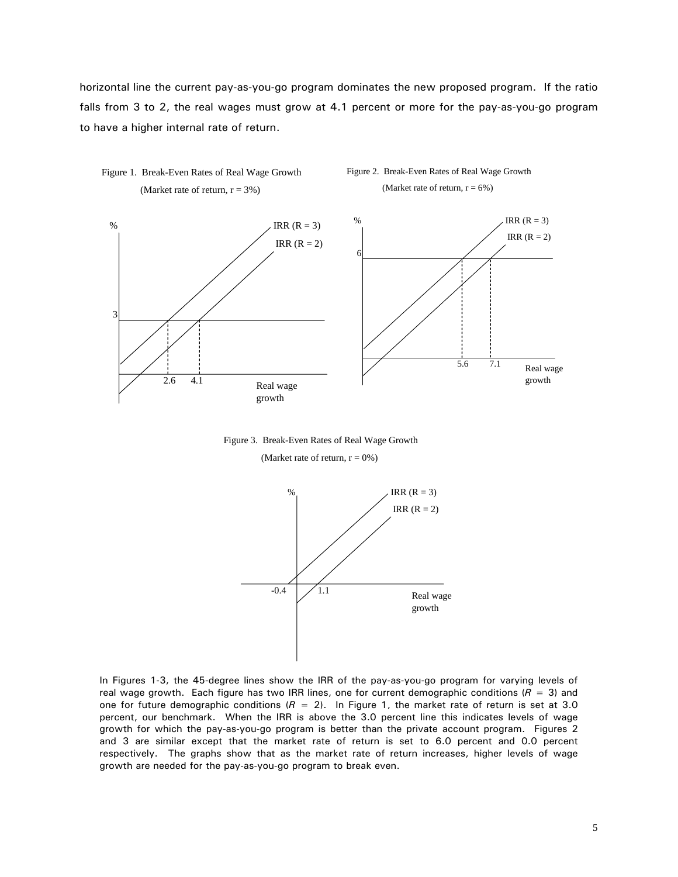horizontal line the current pay-as-you-go program dominates the new proposed program. If the ratio falls from 3 to 2, the real wages must grow at 4.1 percent or more for the pay-as-you-go program to have a higher internal rate of return.

Figure 1. Break-Even Rates of Real Wage Growth
(Market rate of return, r = 3%)

Figure 2. Break-Even Rates of Real Wage Growth
(Market rate of return, r = 6%)

Figure 3. Break-Even Rates of Real Wage Growth
(Market rate of return, r = 0%)

In Figures 1-3, the 45-degree lines show the IRR of the pay-as-you-go program for varying levels of real wage growth. Each figure has two IRR lines, one for current demographic conditions ($R = 3$) and one for future demographic conditions ($R = 2$). In Figure 1, the market rate of return is set at 3.0 percent, our benchmark. When the IRR is above the 3.0 percent line this indicates levels of wage growth for which the pay-as-you-go program is better than the private account program. Figures 2 and 3 are similar except that the market rate of return is set to 6.0 percent and 0.0 percent respectively. The graphs show that as the market rate of return increases, higher levels of wage growth are needed for the pay-as-you-go program to break even.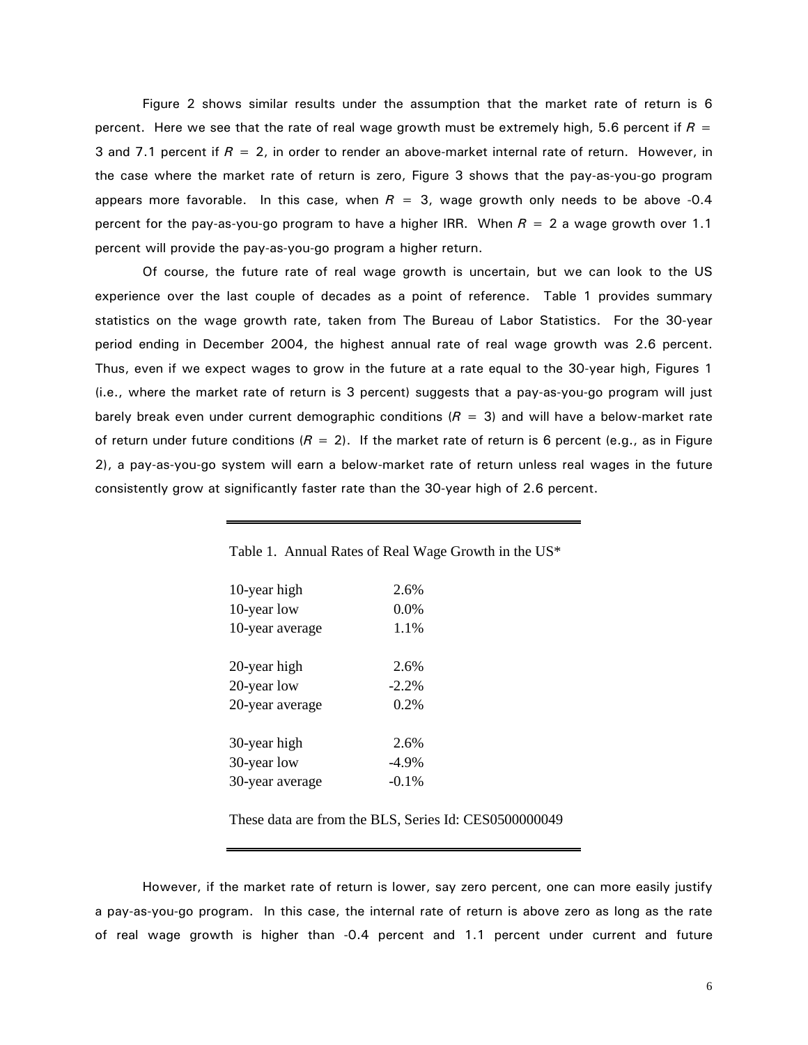Figure 2 shows similar results under the assumption that the market rate of return is 6 percent. Here we see that the rate of real wage growth must be extremely high, 5.6 percent if $R$ = 3 and 7.1 percent if $R$ = 2, in order to render an above-market internal rate of return. However, in the case where the market rate of return is zero, Figure 3 shows that the pay-as-you-go program appears more favorable. In this case, when $R$ = 3, wage growth only needs to be above -0.4 percent for the pay-as-you-go program to have a higher IRR. When $R$ = 2 a wage growth over 1.1 percent will provide the pay-as-you-go program a higher return.

Of course, the future rate of real wage growth is uncertain, but we can look to the US experience over the last couple of decades as a point of reference. Table 1 provides summary statistics on the wage growth rate, taken from The Bureau of Labor Statistics. For the 30-year period ending in December 2004, the highest annual rate of real wage growth was 2.6 percent. Thus, even if we expect wages to grow in the future at a rate equal to the 30-year high, Figures 1 (i.e., where the market rate of return is 3 percent) suggests that a pay-as-you-go program will just barely break even under current demographic conditions ($R$ = 3) and will have a below-market rate of return under future conditions ($R$ = 2). If the market rate of return is 6 percent (e.g., as in Figure 2), a pay-as-you-go system will earn a below-market rate of return unless real wages in the future consistently grow at significantly faster rate than the 30-year high of 2.6 percent.

Table 1. Annual Rates of Real Wage Growth in the US*

| | |
|---|---|
| 10-year high | 2.6% |
| 10-year low | 0.0% |
| 10-year average | 1.1% |
| 20-year high | 2.6% |
| 20-year low | -2.2% |
| 20-year average | 0.2% |
| 30-year high | 2.6% |
| 30-year low | -4.9% |
| 30-year average | -0.1% |

These data are from the BLS, Series Id: CES0500000049

However, if the market rate of return is lower, say zero percent, one can more easily justify a pay-as-you-go program. In this case, the internal rate of return is above zero as long as the rate of real wage growth is higher than -0.4 percent and 1.1 percent under current and future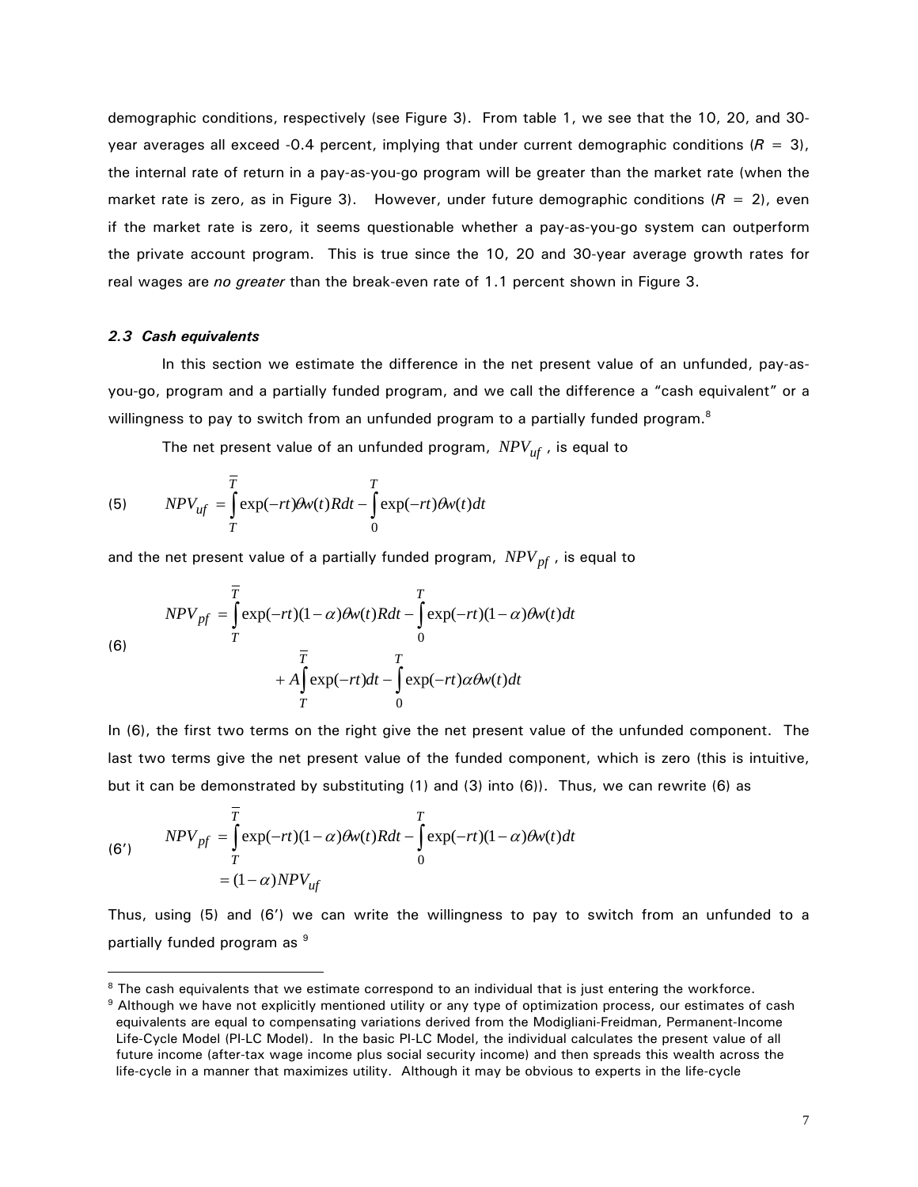demographic conditions, respectively (see Figure 3). From table 1, we see that the 10, 20, and 30-year averages all exceed -0.4 percent, implying that under current demographic conditions ($R$ = 3), the internal rate of return in a pay-as-you-go program will be greater than the market rate (when the market rate is zero, as in Figure 3). However, under future demographic conditions ($R$ = 2), even if the market rate is zero, it seems questionable whether a pay-as-you-go system can outperform the private account program. This is true since the 10, 20 and 30-year average growth rates for real wages are *no greater* than the break-even rate of 1.1 percent shown in Figure 3.

### *2.3 Cash equivalents*

In this section we estimate the difference in the net present value of an unfunded, pay-as-you-go, program and a partially funded program, and we call the difference a "cash equivalent" or a willingness to pay to switch from an unfunded program to a partially funded program.[8]

The net present value of an unfunded program, $NPV_{uf}$, is equal to

$$(5) \qquad NPV_{uf} = \int_{T}^{\overline{T}} \exp(-rt)\theta w(t) R dt - \int_{0}^{T} \exp(-rt)\theta w(t) dt$$

and the net present value of a partially funded program, $NPV_{pf}$, is equal to

$$(6) \qquad \begin{aligned} NPV_{pf} &= \int_{T}^{\overline{T}} \exp(-rt)(1-\alpha)\theta w(t) R dt - \int_{0}^{T} \exp(-rt)(1-\alpha)\theta w(t) dt \\ &\quad + A\int_{T}^{\overline{T}} \exp(-rt) dt - \int_{0}^{T} \exp(-rt)\alpha\theta w(t) dt \end{aligned}$$

In (6), the first two terms on the right give the net present value of the unfunded component. The last two terms give the net present value of the funded component, which is zero (this is intuitive, but it can be demonstrated by substituting (1) and (3) into (6)). Thus, we can rewrite (6) as

$$(6') \qquad \begin{aligned} NPV_{pf} &= \int_{T}^{\overline{T}} \exp(-rt)(1-\alpha)\theta w(t) R dt - \int_{0}^{T} \exp(-rt)(1-\alpha)\theta w(t) dt \\ &= (1-\alpha) NPV_{uf} \end{aligned}$$

Thus, using (5) and (6′) we can write the willingness to pay to switch from an unfunded to a partially funded program as [9]

---

[8] The cash equivalents that we estimate correspond to an individual that is just entering the workforce.

[9] Although we have not explicitly mentioned utility or any type of optimization process, our estimates of cash equivalents are equal to compensating variations derived from the Modigliani-Freidman, Permanent-Income Life-Cycle Model (PI-LC Model). In the basic PI-LC Model, the individual calculates the present value of all future income (after-tax wage income plus social security income) and then spreads this wealth across the life-cycle in a manner that maximizes utility. Although it may be obvious to experts in the life-cycle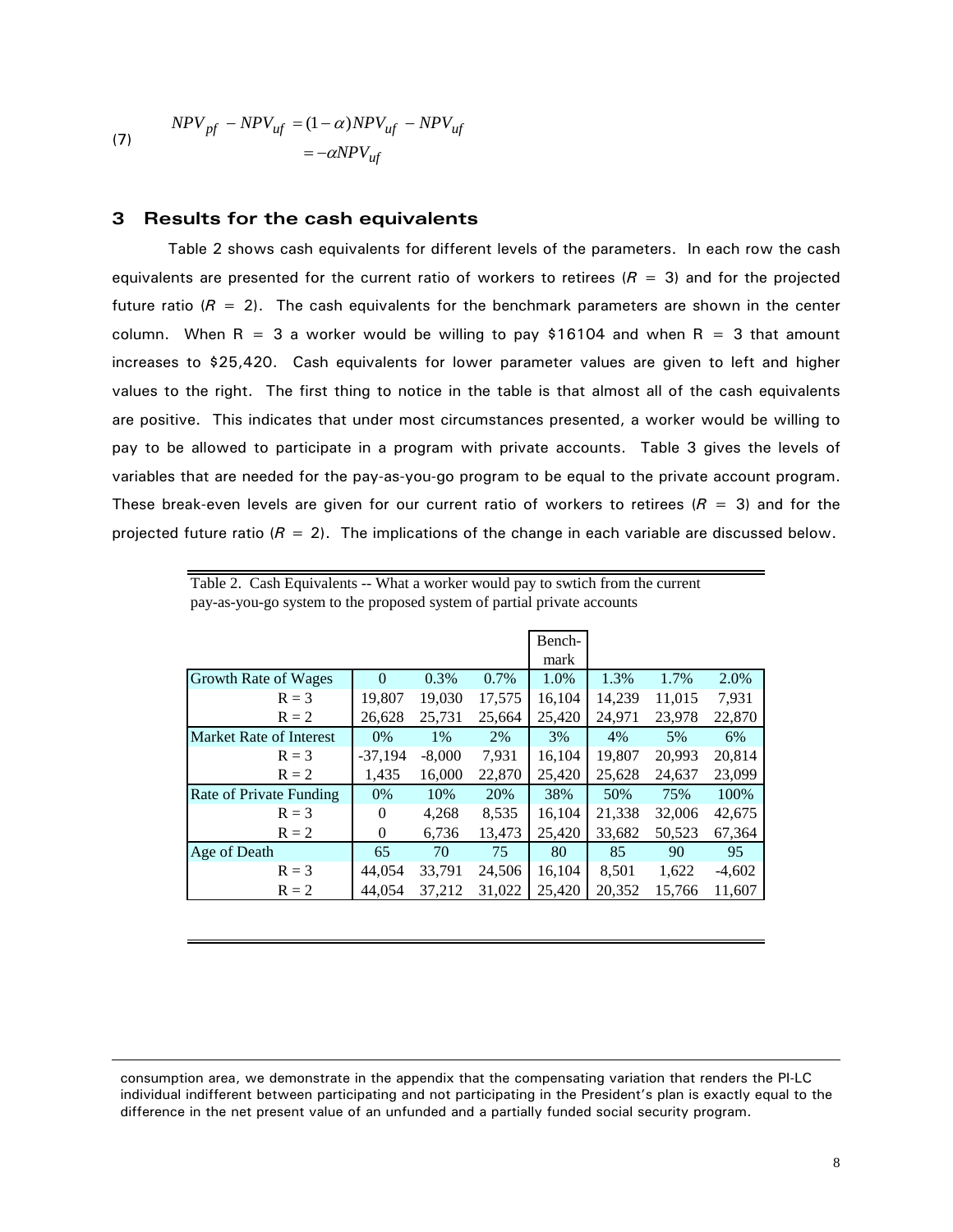$$NPV_{pf} - NPV_{uf} = (1-\alpha)NPV_{uf} - NPV_{uf} \tag{7}$$
$$= -\alpha NPV_{uf}$$

## 3 Results for the cash equivalents

Table 2 shows cash equivalents for different levels of the parameters. In each row the cash equivalents are presented for the current ratio of workers to retirees ($R = 3$) and for the projected future ratio ($R = 2$). The cash equivalents for the benchmark parameters are shown in the center column. When R = 3 a worker would be willing to pay \$16104 and when R = 3 that amount increases to \$25,420. Cash equivalents for lower parameter values are given to left and higher values to the right. The first thing to notice in the table is that almost all of the cash equivalents are positive. This indicates that under most circumstances presented, a worker would be willing to pay to be allowed to participate in a program with private accounts. Table 3 gives the levels of variables that are needed for the pay-as-you-go program to be equal to the private account program. These break-even levels are given for our current ratio of workers to retirees ($R = 3$) and for the projected future ratio ($R = 2$). The implications of the change in each variable are discussed below.

Table 2. Cash Equivalents -- What a worker would pay to swtich from the current pay-as-you-go system to the proposed system of partial private accounts

| | | | | Bench-mark | | | |
|---|---|---|---|---|---|---|---|
| Growth Rate of Wages | 0 | 0.3% | 0.7% | 1.0% | 1.3% | 1.7% | 2.0% |
| R = 3 | 19,807 | 19,030 | 17,575 | 16,104 | 14,239 | 11,015 | 7,931 |
| R = 2 | 26,628 | 25,731 | 25,664 | 25,420 | 24,971 | 23,978 | 22,870 |
| Market Rate of Interest | 0% | 1% | 2% | 3% | 4% | 5% | 6% |
| R = 3 | -37,194 | -8,000 | 7,931 | 16,104 | 19,807 | 20,993 | 20,814 |
| R = 2 | 1,435 | 16,000 | 22,870 | 25,420 | 25,628 | 24,637 | 23,099 |
| Rate of Private Funding | 0% | 10% | 20% | 38% | 50% | 75% | 100% |
| R = 3 | 0 | 4,268 | 8,535 | 16,104 | 21,338 | 32,006 | 42,675 |
| R = 2 | 0 | 6,736 | 13,473 | 25,420 | 33,682 | 50,523 | 67,364 |
| Age of Death | 65 | 70 | 75 | 80 | 85 | 90 | 95 |
| R = 3 | 44,054 | 33,791 | 24,506 | 16,104 | 8,501 | 1,622 | -4,602 |
| R = 2 | 44,054 | 37,212 | 31,022 | 25,420 | 20,352 | 15,766 | 11,607 |

consumption area, we demonstrate in the appendix that the compensating variation that renders the PI-LC individual indifferent between participating and not participating in the President's plan is exactly equal to the difference in the net present value of an unfunded and a partially funded social security program.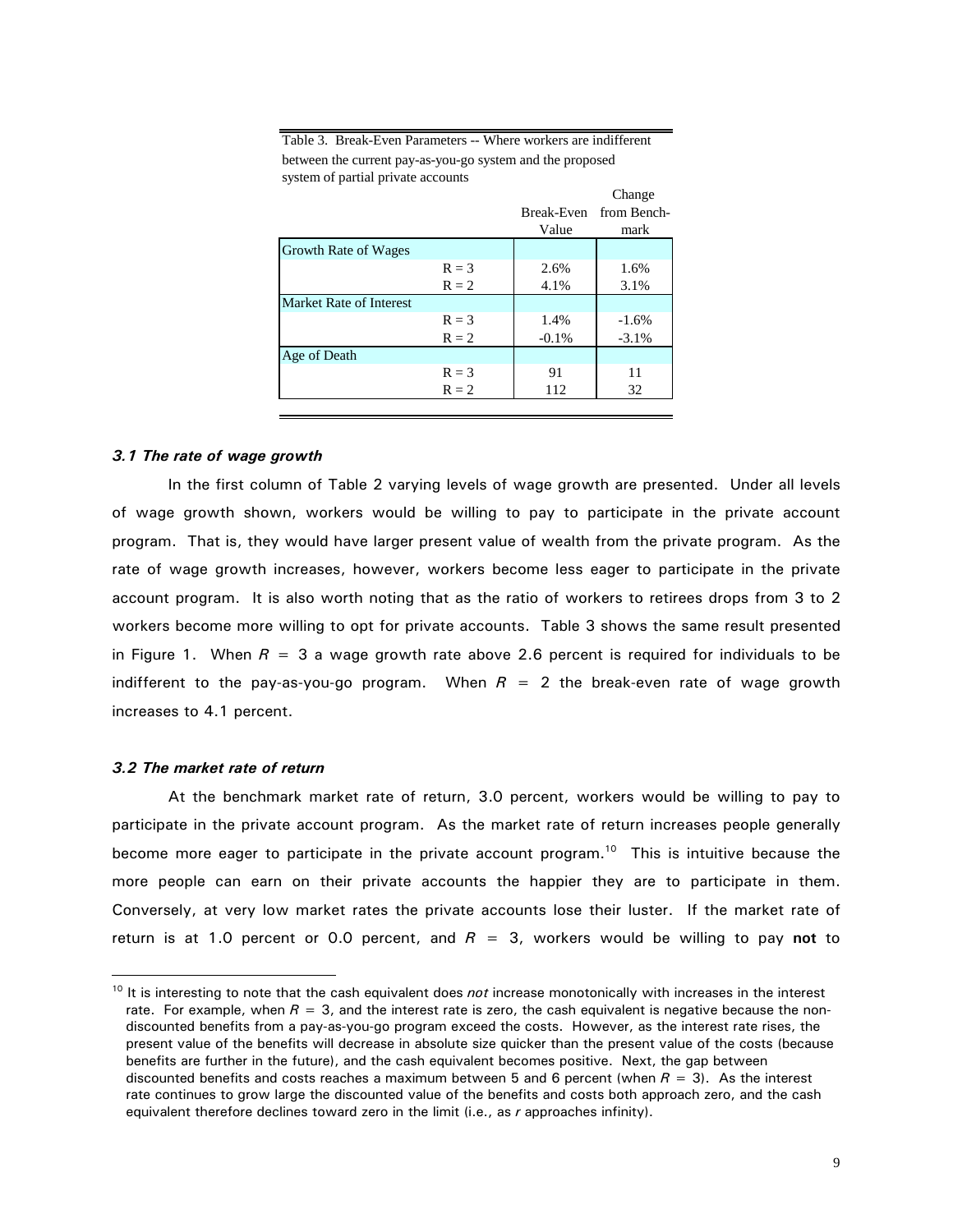Table 3. Break-Even Parameters -- Where workers are indifferent between the current pay-as-you-go system and the proposed system of partial private accounts

| | | Break-Even Value | Change from Bench-mark |
|---|---|---|---|
| Growth Rate of Wages | | | |
| | $R = 3$ | 2.6% | 1.6% |
| | $R = 2$ | 4.1% | 3.1% |
| Market Rate of Interest | | | |
| | $R = 3$ | 1.4% | -1.6% |
| | $R = 2$ | -0.1% | -3.1% |
| Age of Death | | | |
| | $R = 3$ | 91 | 11 |
| | $R = 2$ | 112 | 32 |

### *3.1 The rate of wage growth*

In the first column of Table 2 varying levels of wage growth are presented. Under all levels of wage growth shown, workers would be willing to pay to participate in the private account program. That is, they would have larger present value of wealth from the private program. As the rate of wage growth increases, however, workers become less eager to participate in the private account program. It is also worth noting that as the ratio of workers to retirees drops from 3 to 2 workers become more willing to opt for private accounts. Table 3 shows the same result presented in Figure 1. When $R = 3$ a wage growth rate above 2.6 percent is required for individuals to be indifferent to the pay-as-you-go program. When $R = 2$ the break-even rate of wage growth increases to 4.1 percent.

### *3.2 The market rate of return*

At the benchmark market rate of return, 3.0 percent, workers would be willing to pay to participate in the private account program. As the market rate of return increases people generally become more eager to participate in the private account program.[10] This is intuitive because the more people can earn on their private accounts the happier they are to participate in them. Conversely, at very low market rates the private accounts lose their luster. If the market rate of return is at 1.0 percent or 0.0 percent, and $R = 3$, workers would be willing to pay **not** to

[10] It is interesting to note that the cash equivalent does *not* increase monotonically with increases in the interest rate. For example, when $R = 3$, and the interest rate is zero, the cash equivalent is negative because the non-discounted benefits from a pay-as-you-go program exceed the costs. However, as the interest rate rises, the present value of the benefits will decrease in absolute size quicker than the present value of the costs (because benefits are further in the future), and the cash equivalent becomes positive. Next, the gap between discounted benefits and costs reaches a maximum between 5 and 6 percent (when $R = 3$). As the interest rate continues to grow large the discounted value of the benefits and costs both approach zero, and the cash equivalent therefore declines toward zero in the limit (i.e., as $r$ approaches infinity).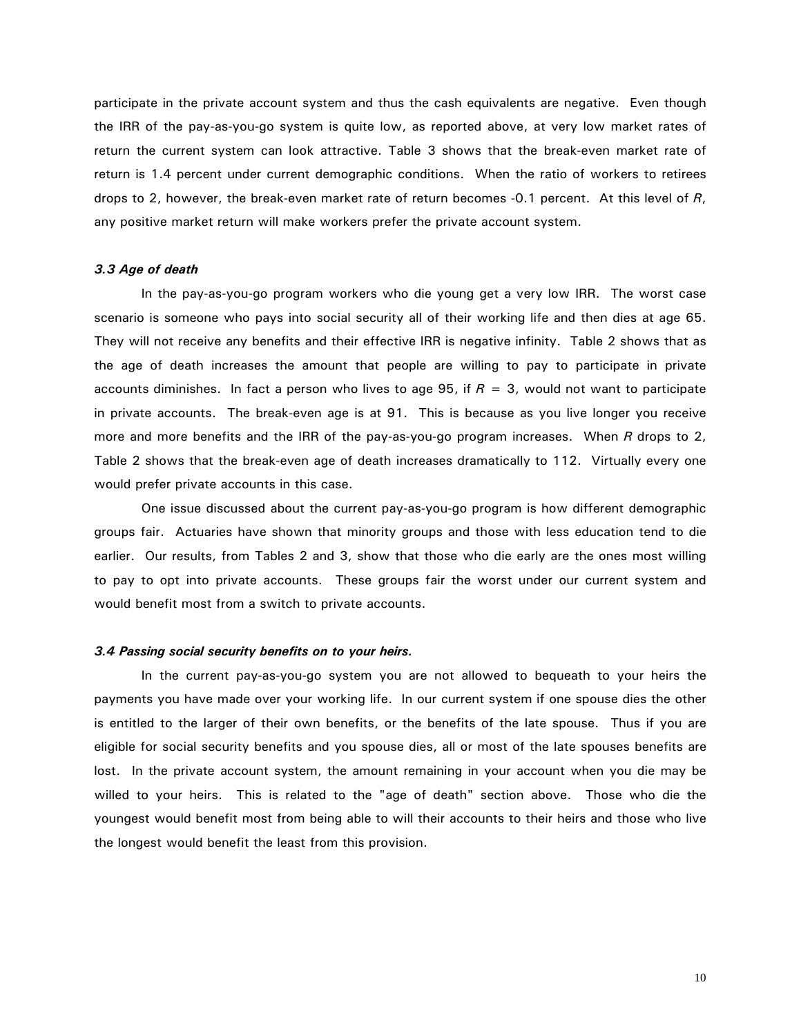participate in the private account system and thus the cash equivalents are negative. Even though the IRR of the pay-as-you-go system is quite low, as reported above, at very low market rates of return the current system can look attractive. Table 3 shows that the break-even market rate of return is 1.4 percent under current demographic conditions. When the ratio of workers to retirees drops to 2, however, the break-even market rate of return becomes -0.1 percent. At this level of $R$, any positive market return will make workers prefer the private account system.

### *3.3 Age of death*

In the pay-as-you-go program workers who die young get a very low IRR. The worst case scenario is someone who pays into social security all of their working life and then dies at age 65. They will not receive any benefits and their effective IRR is negative infinity. Table 2 shows that as the age of death increases the amount that people are willing to pay to participate in private accounts diminishes. In fact a person who lives to age 95, if $R = 3$, would not want to participate in private accounts. The break-even age is at 91. This is because as you live longer you receive more and more benefits and the IRR of the pay-as-you-go program increases. When $R$ drops to 2, Table 2 shows that the break-even age of death increases dramatically to 112. Virtually every one would prefer private accounts in this case.

One issue discussed about the current pay-as-you-go program is how different demographic groups fair. Actuaries have shown that minority groups and those with less education tend to die earlier. Our results, from Tables 2 and 3, show that those who die early are the ones most willing to pay to opt into private accounts. These groups fair the worst under our current system and would benefit most from a switch to private accounts.

### *3.4 Passing social security benefits on to your heirs.*

In the current pay-as-you-go system you are not allowed to bequeath to your heirs the payments you have made over your working life. In our current system if one spouse dies the other is entitled to the larger of their own benefits, or the benefits of the late spouse. Thus if you are eligible for social security benefits and you spouse dies, all or most of the late spouses benefits are lost. In the private account system, the amount remaining in your account when you die may be willed to your heirs. This is related to the "age of death" section above. Those who die the youngest would benefit most from being able to will their accounts to their heirs and those who live the longest would benefit the least from this provision.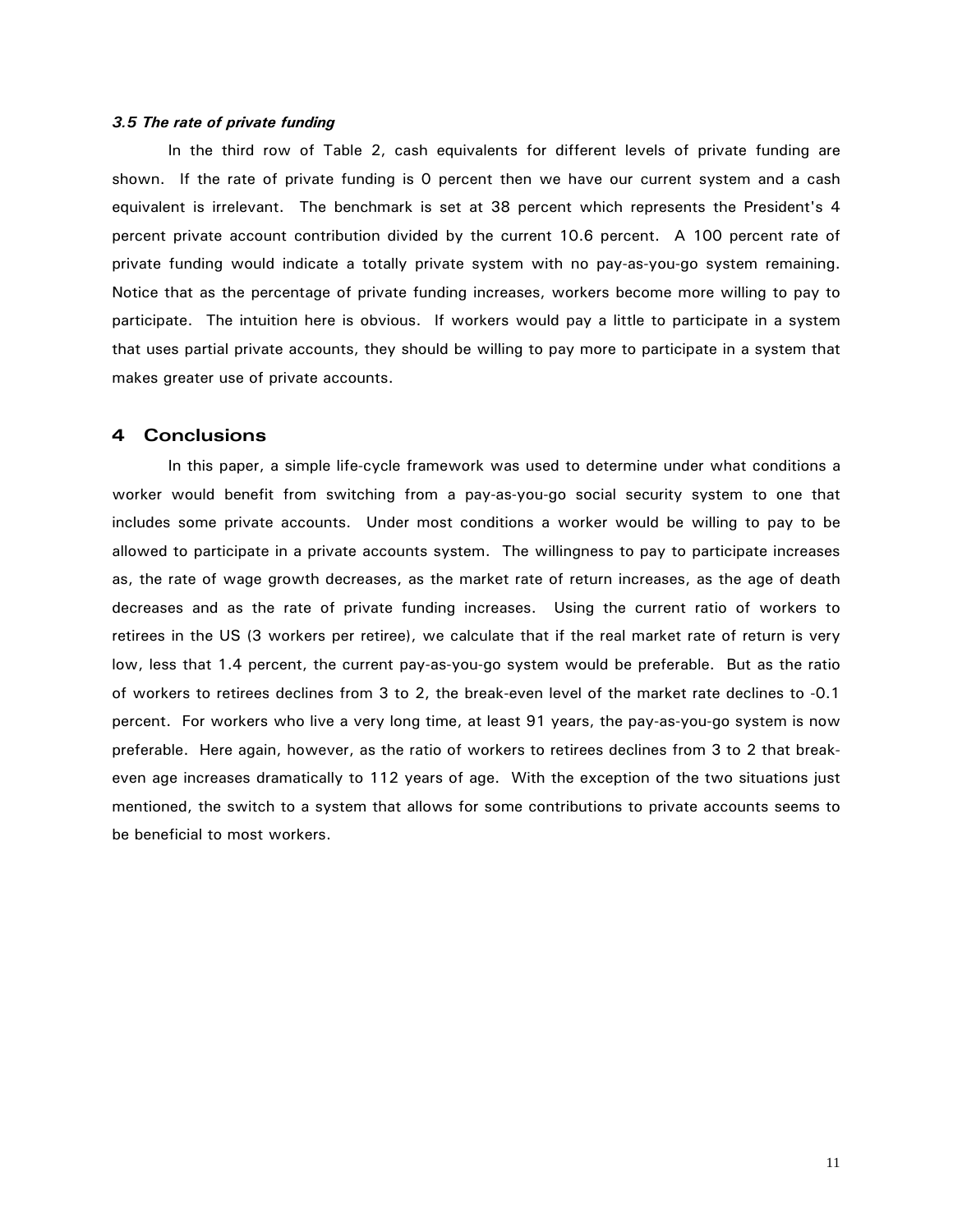### *3.5 The rate of private funding*

In the third row of Table 2, cash equivalents for different levels of private funding are shown. If the rate of private funding is 0 percent then we have our current system and a cash equivalent is irrelevant. The benchmark is set at 38 percent which represents the President's 4 percent private account contribution divided by the current 10.6 percent. A 100 percent rate of private funding would indicate a totally private system with no pay-as-you-go system remaining. Notice that as the percentage of private funding increases, workers become more willing to pay to participate. The intuition here is obvious. If workers would pay a little to participate in a system that uses partial private accounts, they should be willing to pay more to participate in a system that makes greater use of private accounts.

## 4 Conclusions

In this paper, a simple life-cycle framework was used to determine under what conditions a worker would benefit from switching from a pay-as-you-go social security system to one that includes some private accounts. Under most conditions a worker would be willing to pay to be allowed to participate in a private accounts system. The willingness to pay to participate increases as, the rate of wage growth decreases, as the market rate of return increases, as the age of death decreases and as the rate of private funding increases. Using the current ratio of workers to retirees in the US (3 workers per retiree), we calculate that if the real market rate of return is very low, less that 1.4 percent, the current pay-as-you-go system would be preferable. But as the ratio of workers to retirees declines from 3 to 2, the break-even level of the market rate declines to -0.1 percent. For workers who live a very long time, at least 91 years, the pay-as-you-go system is now preferable. Here again, however, as the ratio of workers to retirees declines from 3 to 2 that break-even age increases dramatically to 112 years of age. With the exception of the two situations just mentioned, the switch to a system that allows for some contributions to private accounts seems to be beneficial to most workers.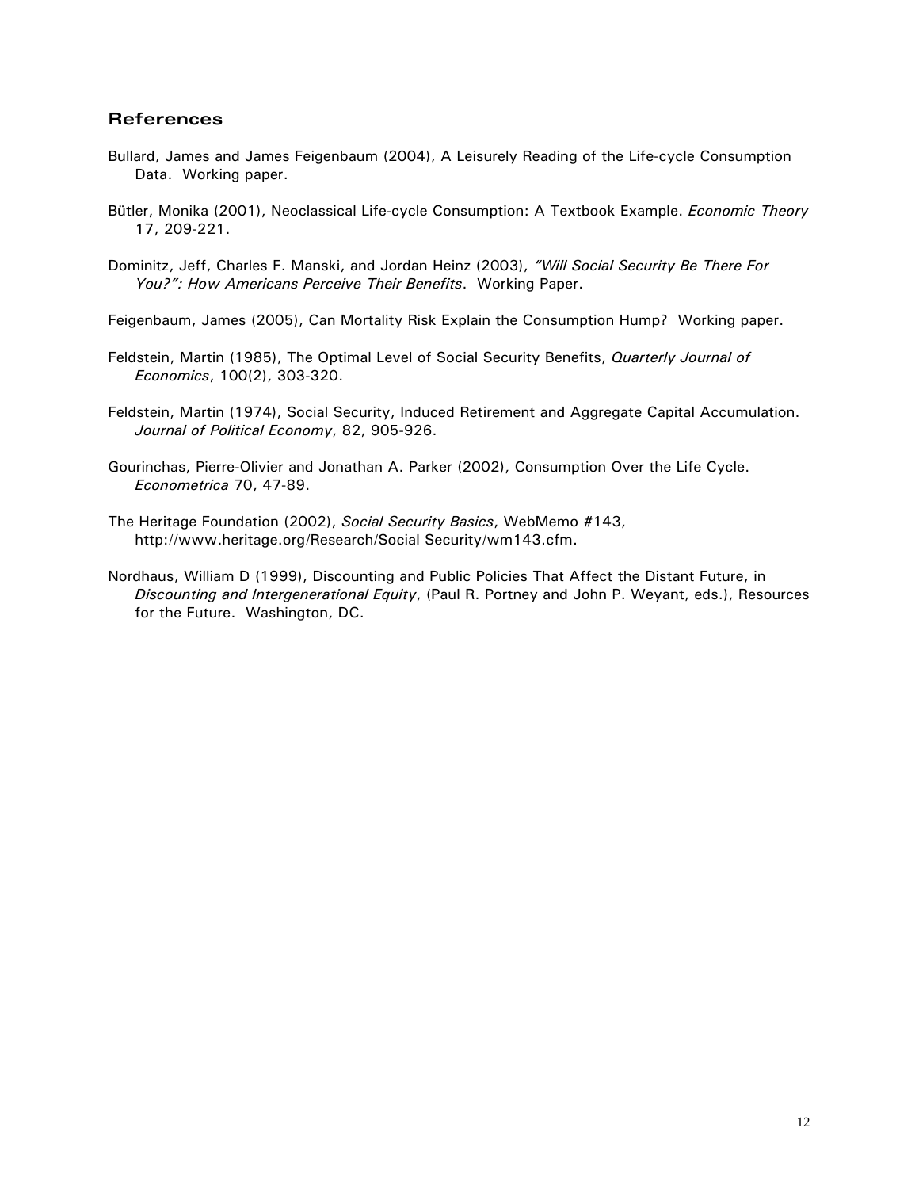## References

Bullard, James and James Feigenbaum (2004), A Leisurely Reading of the Life-cycle Consumption Data. Working paper.

Bütler, Monika (2001), Neoclassical Life-cycle Consumption: A Textbook Example. *Economic Theory* 17, 209-221.

Dominitz, Jeff, Charles F. Manski, and Jordan Heinz (2003), *"Will Social Security Be There For You?": How Americans Perceive Their Benefits*. Working Paper.

Feigenbaum, James (2005), Can Mortality Risk Explain the Consumption Hump? Working paper.

Feldstein, Martin (1985), The Optimal Level of Social Security Benefits, *Quarterly Journal of Economics*, 100(2), 303-320.

Feldstein, Martin (1974), Social Security, Induced Retirement and Aggregate Capital Accumulation. *Journal of Political Economy*, 82, 905-926.

Gourinchas, Pierre-Olivier and Jonathan A. Parker (2002), Consumption Over the Life Cycle. *Econometrica* 70, 47-89.

The Heritage Foundation (2002), *Social Security Basics*, WebMemo #143, http://www.heritage.org/Research/Social Security/wm143.cfm.

Nordhaus, William D (1999), Discounting and Public Policies That Affect the Distant Future, in *Discounting and Intergenerational Equity*, (Paul R. Portney and John P. Weyant, eds.), Resources for the Future. Washington, DC.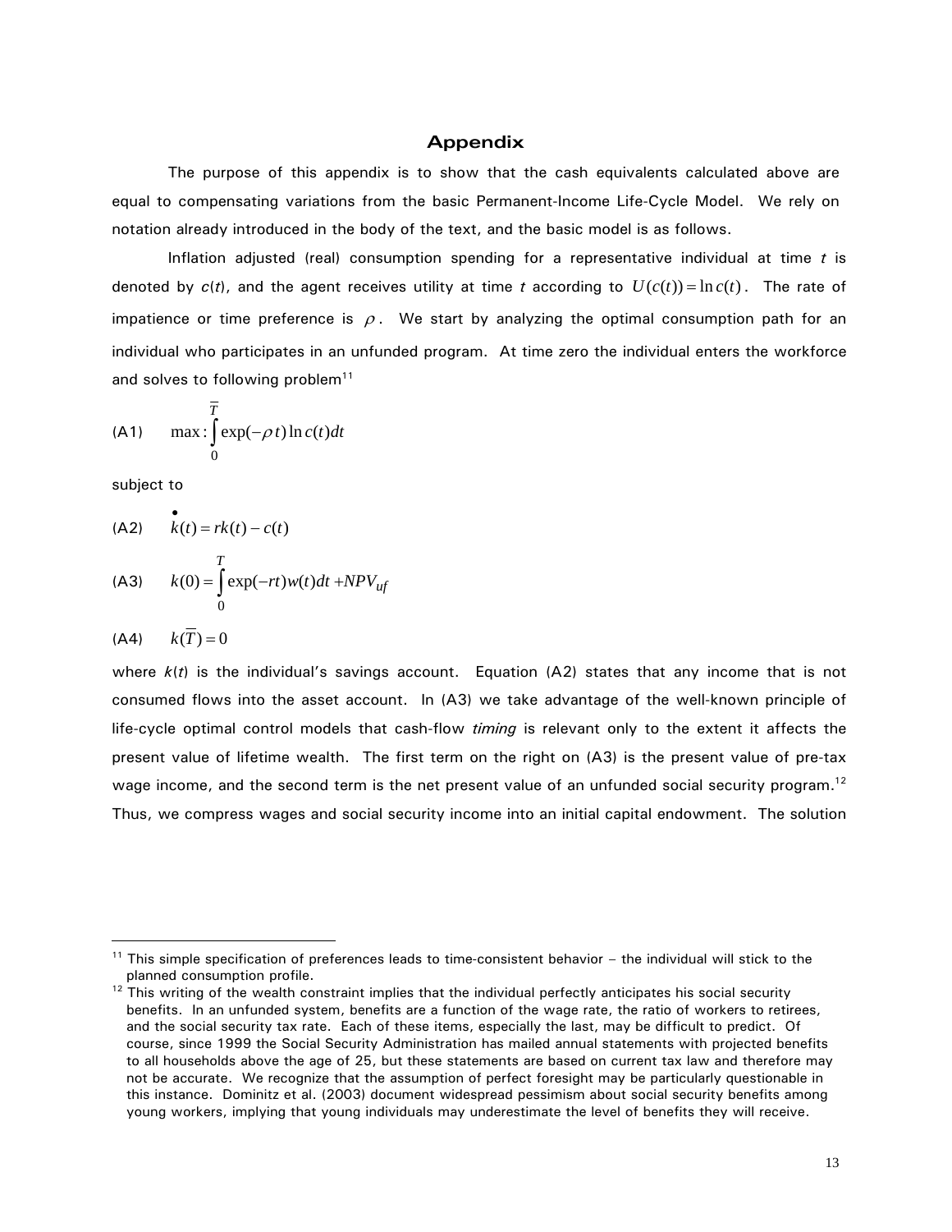## Appendix

The purpose of this appendix is to show that the cash equivalents calculated above are equal to compensating variations from the basic Permanent-Income Life-Cycle Model. We rely on notation already introduced in the body of the text, and the basic model is as follows.

Inflation adjusted (real) consumption spending for a representative individual at time $t$ is denoted by $c(t)$, and the agent receives utility at time $t$ according to $U(c(t)) = \ln c(t)$. The rate of impatience or time preference is $\rho$. We start by analyzing the optimal consumption path for an individual who participates in an unfunded program. At time zero the individual enters the workforce and solves to following problem[11]

$$\text{(A1)} \qquad \max : \int_0^{\overline{T}} \exp(-\rho t) \ln c(t) dt$$

subject to

$$\text{(A2)} \qquad \dot{k}(t) = rk(t) - c(t)$$

$$\text{(A3)} \qquad k(0) = \int_0^{T} \exp(-rt) w(t) dt + NPV_{uf}$$

$$\text{(A4)} \qquad k(\overline{T}) = 0$$

where $k(t)$ is the individual's savings account. Equation (A2) states that any income that is not consumed flows into the asset account. In (A3) we take advantage of the well-known principle of life-cycle optimal control models that cash-flow *timing* is relevant only to the extent it affects the present value of lifetime wealth. The first term on the right on (A3) is the present value of pre-tax wage income, and the second term is the net present value of an unfunded social security program.[12] Thus, we compress wages and social security income into an initial capital endowment. The solution

---

[11] This simple specification of preferences leads to time-consistent behavior – the individual will stick to the planned consumption profile.

[12] This writing of the wealth constraint implies that the individual perfectly anticipates his social security benefits. In an unfunded system, benefits are a function of the wage rate, the ratio of workers to retirees, and the social security tax rate. Each of these items, especially the last, may be difficult to predict. Of course, since 1999 the Social Security Administration has mailed annual statements with projected benefits to all households above the age of 25, but these statements are based on current tax law and therefore may not be accurate. We recognize that the assumption of perfect foresight may be particularly questionable in this instance. Dominitz et al. (2003) document widespread pessimism about social security benefits among young workers, implying that young individuals may underestimate the level of benefits they will receive.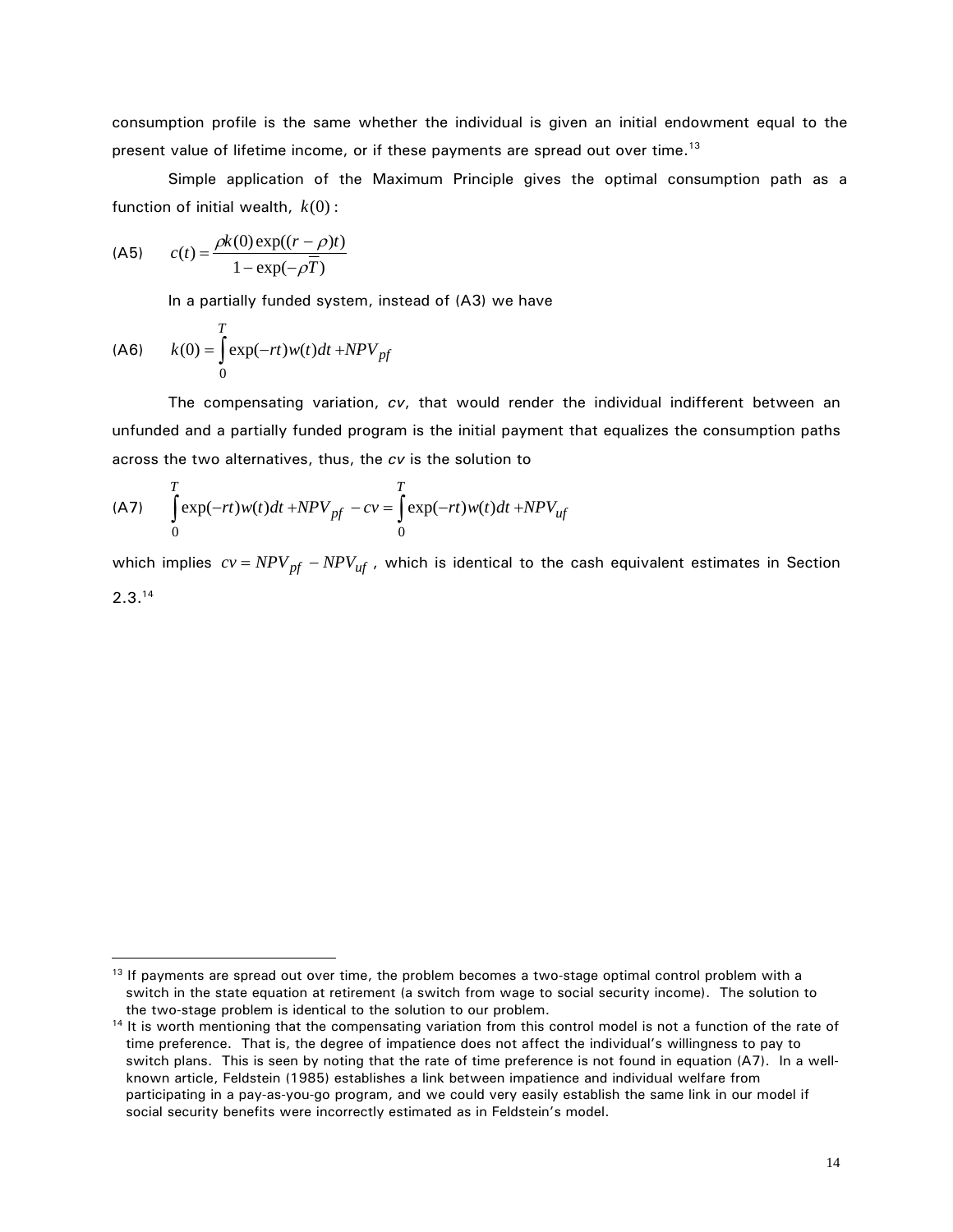consumption profile is the same whether the individual is given an initial endowment equal to the present value of lifetime income, or if these payments are spread out over time.[13]

Simple application of the Maximum Principle gives the optimal consumption path as a function of initial wealth, $k(0)$:

$$c(t) = \frac{\rho k(0)\exp((r-\rho)t)}{1-\exp(-\rho\overline{T})} \tag{A5}$$

In a partially funded system, instead of (A3) we have

$$k(0) = \int_0^T \exp(-rt)w(t)dt + NPV_{pf} \tag{A6}$$

The compensating variation, *cv*, that would render the individual indifferent between an unfunded and a partially funded program is the initial payment that equalizes the consumption paths across the two alternatives, thus, the *cv* is the solution to

$$\int_0^T \exp(-rt)w(t)dt + NPV_{pf} - cv = \int_0^T \exp(-rt)w(t)dt + NPV_{uf} \tag{A7}$$

which implies $cv = NPV_{pf} - NPV_{uf}$, which is identical to the cash equivalent estimates in Section 2.3.[14]

---

[13] If payments are spread out over time, the problem becomes a two-stage optimal control problem with a switch in the state equation at retirement (a switch from wage to social security income). The solution to the two-stage problem is identical to the solution to our problem.

[14] It is worth mentioning that the compensating variation from this control model is not a function of the rate of time preference. That is, the degree of impatience does not affect the individual's willingness to pay to switch plans. This is seen by noting that the rate of time preference is not found in equation (A7). In a well-known article, Feldstein (1985) establishes a link between impatience and individual welfare from participating in a pay-as-you-go program, and we could very easily establish the same link in our model if social security benefits were incorrectly estimated as in Feldstein's model.